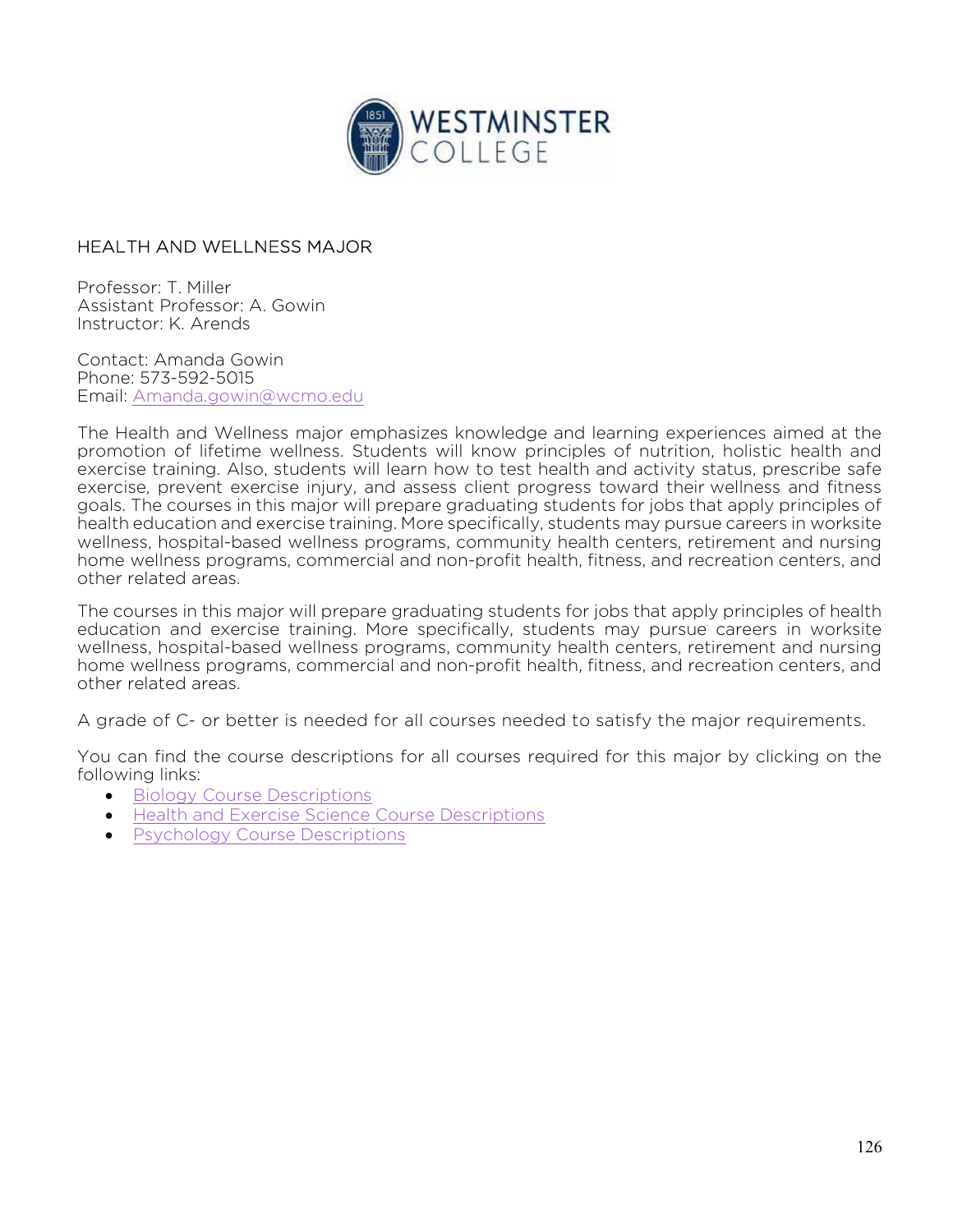# HEALTH AND WELLNESS MAJOR

Professor: T. Miller
Assistant Professor: A. Gowin
Instructor: K. Arends

Contact: Amanda Gowin
Phone: 573-592-5015
Email: [Amanda.gowin@wcmo.edu](mailto:Amanda.gowin@wcmo.edu)

The Health and Wellness major emphasizes knowledge and learning experiences aimed at the promotion of lifetime wellness. Students will know principles of nutrition, holistic health and exercise training. Also, students will learn how to test health and activity status, prescribe safe exercise, prevent exercise injury, and assess client progress toward their wellness and fitness goals. The courses in this major will prepare graduating students for jobs that apply principles of health education and exercise training. More specifically, students may pursue careers in worksite wellness, hospital-based wellness programs, community health centers, retirement and nursing home wellness programs, commercial and non-profit health, fitness, and recreation centers, and other related areas.

The courses in this major will prepare graduating students for jobs that apply principles of health education and exercise training. More specifically, students may pursue careers in worksite wellness, hospital-based wellness programs, community health centers, retirement and nursing home wellness programs, commercial and non-profit health, fitness, and recreation centers, and other related areas.

A grade of C- or better is needed for all courses needed to satisfy the major requirements.

You can find the course descriptions for all courses required for this major by clicking on the following links:

- Biology Course Descriptions
- Health and Exercise Science Course Descriptions
- Psychology Course Descriptions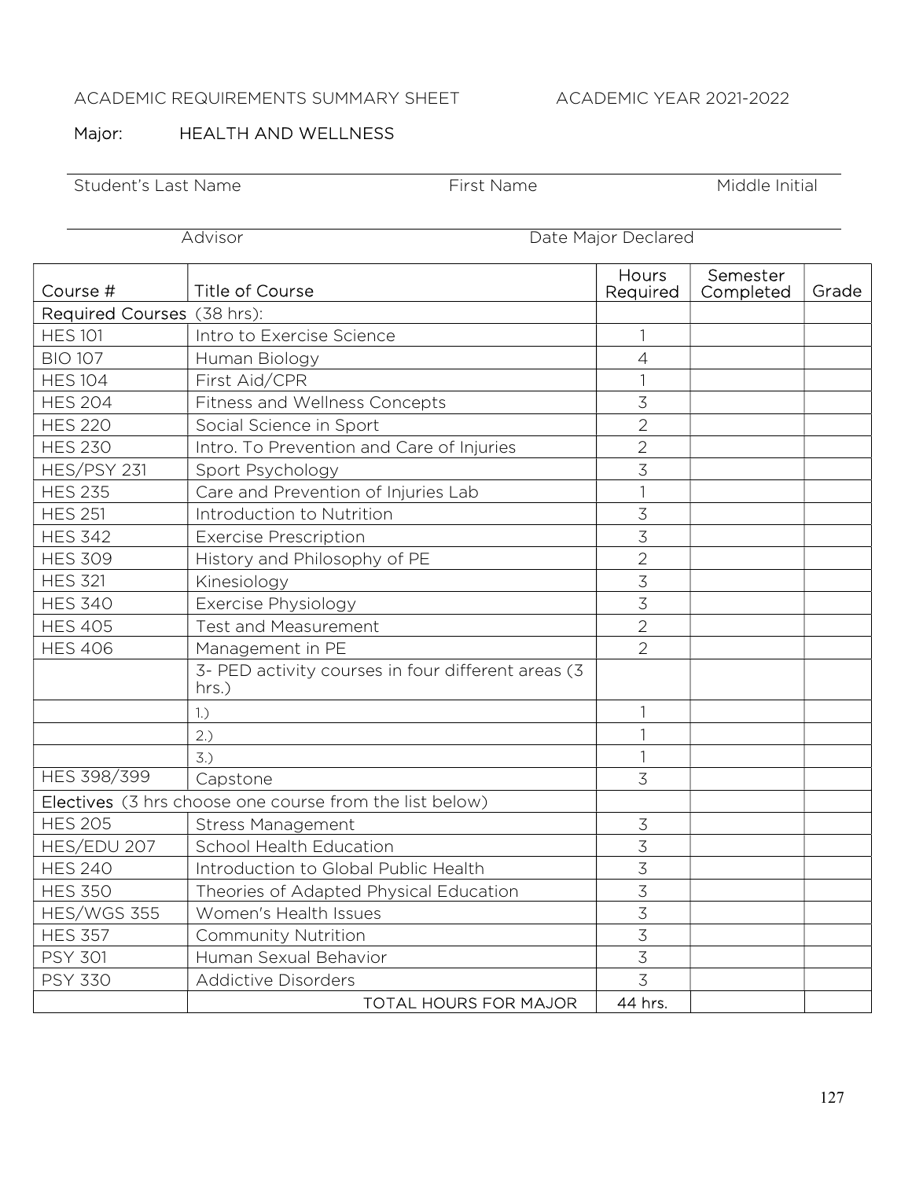ACADEMIC REQUIREMENTS SUMMARY SHEET ACADEMIC YEAR 2021-2022

Major: HEALTH AND WELLNESS

Student's Last Name First Name Middle Initial

Advisor Date Major Declared

| Course # | Title of Course | Hours Required | Semester Completed | Grade |
|---|---|---|---|---|
| Required Courses (38 hrs): | | | | |
| HES 101 | Intro to Exercise Science | 1 | | |
| BIO 107 | Human Biology | 4 | | |
| HES 104 | First Aid/CPR | 1 | | |
| HES 204 | Fitness and Wellness Concepts | 3 | | |
| HES 220 | Social Science in Sport | 2 | | |
| HES 230 | Intro. To Prevention and Care of Injuries | 2 | | |
| HES/PSY 231 | Sport Psychology | 3 | | |
| HES 235 | Care and Prevention of Injuries Lab | 1 | | |
| HES 251 | Introduction to Nutrition | 3 | | |
| HES 342 | Exercise Prescription | 3 | | |
| HES 309 | History and Philosophy of PE | 2 | | |
| HES 321 | Kinesiology | 3 | | |
| HES 340 | Exercise Physiology | 3 | | |
| HES 405 | Test and Measurement | 2 | | |
| HES 406 | Management in PE | 2 | | |
| | 3- PED activity courses in four different areas (3 hrs.) | | | |
| | 1.) | 1 | | |
| | 2.) | 1 | | |
| | 3.) | 1 | | |
| HES 398/399 | Capstone | 3 | | |
| Electives (3 hrs choose one course from the list below) | | | | |
| HES 205 | Stress Management | 3 | | |
| HES/EDU 207 | School Health Education | 3 | | |
| HES 240 | Introduction to Global Public Health | 3 | | |
| HES 350 | Theories of Adapted Physical Education | 3 | | |
| HES/WGS 355 | Women's Health Issues | 3 | | |
| HES 357 | Community Nutrition | 3 | | |
| PSY 301 | Human Sexual Behavior | 3 | | |
| PSY 330 | Addictive Disorders | 3 | | |
| | TOTAL HOURS FOR MAJOR | 44 hrs. | | |